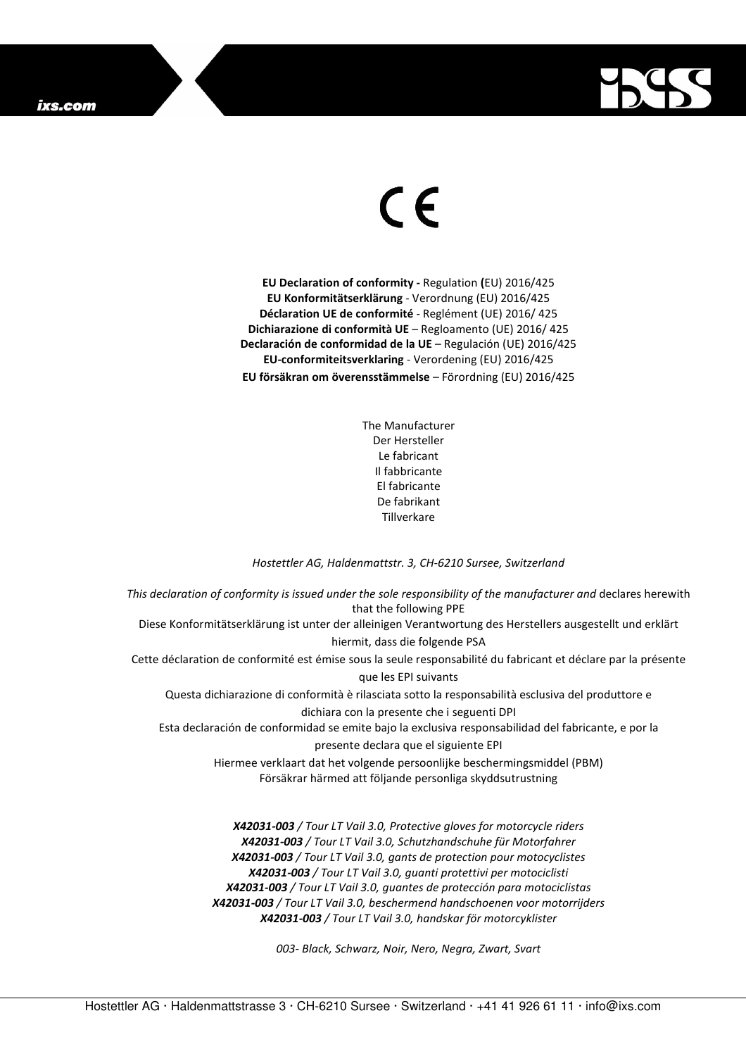CE

**EU Declaration of conformity -** Regulation **(**EU) 2016/425
**EU Konformitätserklärung** - Verordnung (EU) 2016/425
**Déclaration UE de conformité** - Reglément (UE) 2016/ 425
**Dichiarazione di conformità UE** – Regloamento (UE) 2016/ 425
**Declaración de conformidad de la UE** – Regulación (UE) 2016/425
**EU-conformiteitsverklaring** - Verordening (EU) 2016/425
**EU försäkran om överensstämmelse** – Förordning (EU) 2016/425

The Manufacturer
Der Hersteller
Le fabricant
Il fabbricante
El fabricante
De fabrikant
Tillverkare

*Hostettler AG, Haldenmattstr. 3, CH-6210 Sursee, Switzerland*

*This declaration of conformity is issued under the sole responsibility of the manufacturer and* declares herewith that the following PPE
Diese Konformitätserklärung ist unter der alleinigen Verantwortung des Herstellers ausgestellt und erklärt hiermit, dass die folgende PSA
Cette déclaration de conformité est émise sous la seule responsabilité du fabricant et déclare par la présente que les EPI suivants
Questa dichiarazione di conformità è rilasciata sotto la responsabilità esclusiva del produttore e dichiara con la presente che i seguenti DPI
Esta declaración de conformidad se emite bajo la exclusiva responsabilidad del fabricante, e por la presente declara que el siguiente EPI
Hiermee verklaart dat het volgende persoonlijke beschermingsmiddel (PBM)
Försäkrar härmed att följande personliga skyddsutrustning

***X42031-003** / Tour LT Vail 3.0, Protective gloves for motorcycle riders*
***X42031-003** / Tour LT Vail 3.0, Schutzhandschuhe für Motorfahrer*
***X42031-003** / Tour LT Vail 3.0, gants de protection pour motocyclistes*
***X42031-003** / Tour LT Vail 3.0, guanti protettivi per motociclisti*
***X42031-003** / Tour LT Vail 3.0, guantes de protección para motociclistas*
***X42031-003** / Tour LT Vail 3.0, beschermend handschoenen voor motorrijders*
***X42031-003** / Tour LT Vail 3.0, handskar för motorcyklister*

*003- Black, Schwarz, Noir, Nero, Negra, Zwart, Svart*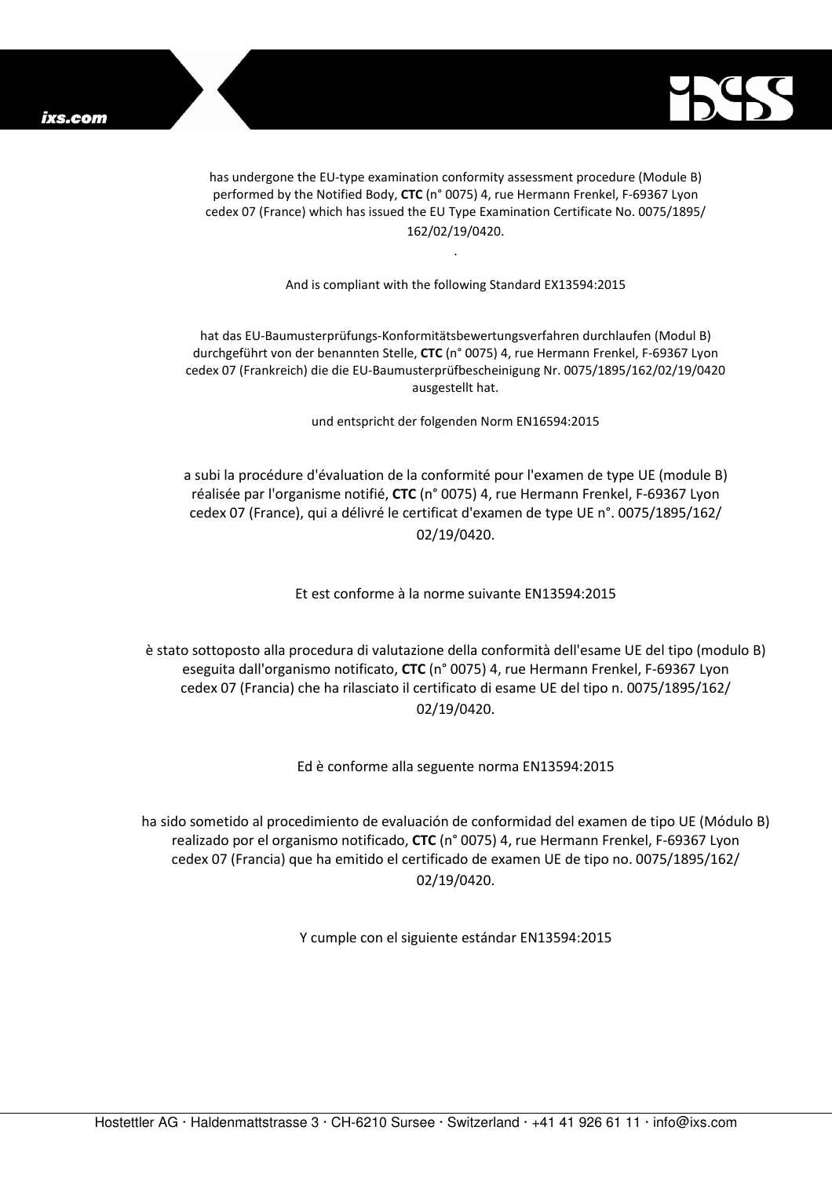has undergone the EU-type examination conformity assessment procedure (Module B) performed by the Notified Body, **CTC** (n° 0075) 4, rue Hermann Frenkel, F-69367 Lyon cedex 07 (France) which has issued the EU Type Examination Certificate No. 0075/1895/162/02/19/0420.

.

And is compliant with the following Standard EX13594:2015

hat das EU-Baumusterprüfungs-Konformitätsbewertungsverfahren durchlaufen (Modul B) durchgeführt von der benannten Stelle, **CTC** (n° 0075) 4, rue Hermann Frenkel, F-69367 Lyon cedex 07 (Frankreich) die die EU-Baumusterprüfbescheinigung Nr. 0075/1895/162/02/19/0420 ausgestellt hat.

und entspricht der folgenden Norm EN16594:2015

a subi la procédure d'évaluation de la conformité pour l'examen de type UE (module B) réalisée par l'organisme notifié, **CTC** (n° 0075) 4, rue Hermann Frenkel, F-69367 Lyon cedex 07 (France), qui a délivré le certificat d'examen de type UE n°. 0075/1895/162/02/19/0420.

Et est conforme à la norme suivante EN13594:2015

è stato sottoposto alla procedura di valutazione della conformità dell'esame UE del tipo (modulo B) eseguita dall'organismo notificato, **CTC** (n° 0075) 4, rue Hermann Frenkel, F-69367 Lyon cedex 07 (Francia) che ha rilasciato il certificato di esame UE del tipo n. 0075/1895/162/02/19/0420.

Ed è conforme alla seguente norma EN13594:2015

ha sido sometido al procedimiento de evaluación de conformidad del examen de tipo UE (Módulo B) realizado por el organismo notificado, **CTC** (n° 0075) 4, rue Hermann Frenkel, F-69367 Lyon cedex 07 (Francia) que ha emitido el certificado de examen UE de tipo no. 0075/1895/162/02/19/0420.

Y cumple con el siguiente estándar EN13594:2015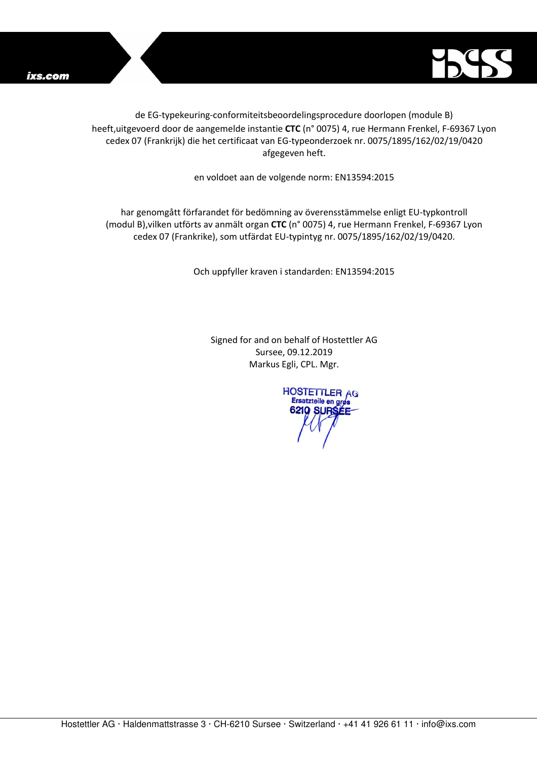de EG-typekeuring-conformiteitsbeoordelingsprocedure doorlopen (module B) heeft,uitgevoerd door de aangemelde instantie **CTC** (n° 0075) 4, rue Hermann Frenkel, F-69367 Lyon cedex 07 (Frankrijk) die het certificaat van EG-typeonderzoek nr. 0075/1895/162/02/19/0420 afgegeven heft.

en voldoet aan de volgende norm: EN13594:2015

har genomgått förfarandet för bedömning av överensstämmelse enligt EU-typkontroll (modul B),vilken utförts av anmält organ **CTC** (n° 0075) 4, rue Hermann Frenkel, F-69367 Lyon cedex 07 (Frankrike), som utfärdat EU-typintyg nr. 0075/1895/162/02/19/0420.

Och uppfyller kraven i standarden: EN13594:2015

Signed for and on behalf of Hostettler AG
Sursee, 09.12.2019
Markus Egli, CPL. Mgr.

HOSTETTLER AG
Ersatzteile en gros
6210 SURSEE